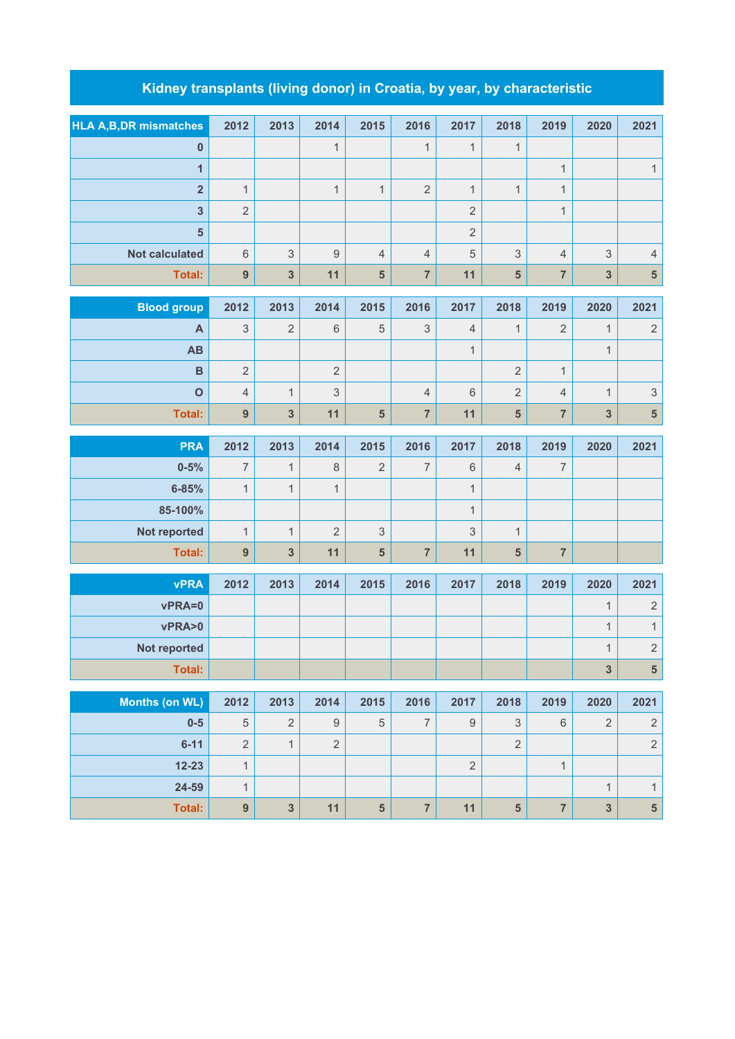# Kidney transplants (living donor) in Croatia, by year, by characteristic

| HLA A,B,DR mismatches | 2012 | 2013 | 2014 | 2015 | 2016 | 2017 | 2018 | 2019 | 2020 | 2021 |
|---|---|---|---|---|---|---|---|---|---|---|
| 0 | | | 1 | | 1 | 1 | 1 | | | |
| 1 | | | | | | | | 1 | | 1 |
| 2 | 1 | | 1 | 1 | 2 | 1 | 1 | 1 | | |
| 3 | 2 | | | | | 2 | | 1 | | |
| 5 | | | | | | 2 | | | | |
| Not calculated | 6 | 3 | 9 | 4 | 4 | 5 | 3 | 4 | 3 | 4 |
| **Total:** | **9** | **3** | **11** | **5** | **7** | **11** | **5** | **7** | **3** | **5** |

| Blood group | 2012 | 2013 | 2014 | 2015 | 2016 | 2017 | 2018 | 2019 | 2020 | 2021 |
|---|---|---|---|---|---|---|---|---|---|---|
| A | 3 | 2 | 6 | 5 | 3 | 4 | 1 | 2 | 1 | 2 |
| AB | | | | | | 1 | | | 1 | |
| B | 2 | | 2 | | | | 2 | 1 | | |
| O | 4 | 1 | 3 | | 4 | 6 | 2 | 4 | 1 | 3 |
| **Total:** | **9** | **3** | **11** | **5** | **7** | **11** | **5** | **7** | **3** | **5** |

| PRA | 2012 | 2013 | 2014 | 2015 | 2016 | 2017 | 2018 | 2019 | 2020 | 2021 |
|---|---|---|---|---|---|---|---|---|---|---|
| 0-5% | 7 | 1 | 8 | 2 | 7 | 6 | 4 | 7 | | |
| 6-85% | 1 | 1 | 1 | | | 1 | | | | |
| 85-100% | | | | | | 1 | | | | |
| Not reported | 1 | 1 | 2 | 3 | | 3 | 1 | | | |
| **Total:** | **9** | **3** | **11** | **5** | **7** | **11** | **5** | **7** | | |

| vPRA | 2012 | 2013 | 2014 | 2015 | 2016 | 2017 | 2018 | 2019 | 2020 | 2021 |
|---|---|---|---|---|---|---|---|---|---|---|
| vPRA=0 | | | | | | | | | 1 | 2 |
| vPRA>0 | | | | | | | | | 1 | 1 |
| Not reported | | | | | | | | | 1 | 2 |
| **Total:** | | | | | | | | | **3** | **5** |

| Months (on WL) | 2012 | 2013 | 2014 | 2015 | 2016 | 2017 | 2018 | 2019 | 2020 | 2021 |
|---|---|---|---|---|---|---|---|---|---|---|
| 0-5 | 5 | 2 | 9 | 5 | 7 | 9 | 3 | 6 | 2 | 2 |
| 6-11 | 2 | 1 | 2 | | | | 2 | | | 2 |
| 12-23 | 1 | | | | | 2 | | 1 | | |
| 24-59 | 1 | | | | | | | | 1 | 1 |
| **Total:** | **9** | **3** | **11** | **5** | **7** | **11** | **5** | **7** | **3** | **5** |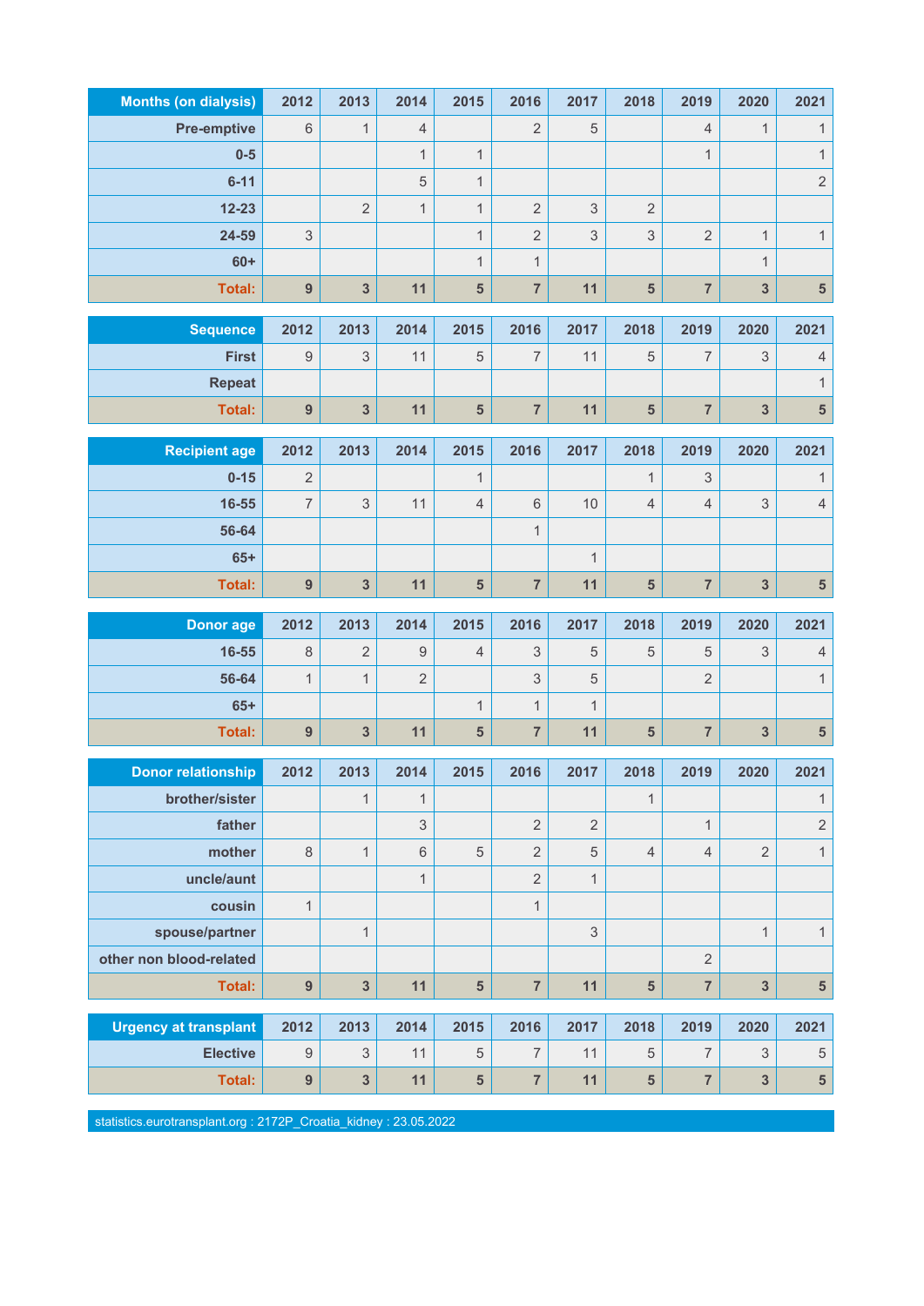| Months (on dialysis) | 2012 | 2013 | 2014 | 2015 | 2016 | 2017 | 2018 | 2019 | 2020 | 2021 |
|---|---|---|---|---|---|---|---|---|---|---|
| Pre-emptive | 6 | 1 | 4 | | 2 | 5 | | 4 | 1 | 1 |
| 0-5 | | | 1 | 1 | | | | 1 | | 1 |
| 6-11 | | | 5 | 1 | | | | | | 2 |
| 12-23 | | 2 | 1 | 1 | 2 | 3 | 2 | | | |
| 24-59 | 3 | | | 1 | 2 | 3 | 3 | 2 | 1 | 1 |
| 60+ | | | | 1 | 1 | | | | 1 | |
| **Total:** | **9** | **3** | **11** | **5** | **7** | **11** | **5** | **7** | **3** | **5** |

| Sequence | 2012 | 2013 | 2014 | 2015 | 2016 | 2017 | 2018 | 2019 | 2020 | 2021 |
|---|---|---|---|---|---|---|---|---|---|---|
| First | 9 | 3 | 11 | 5 | 7 | 11 | 5 | 7 | 3 | 4 |
| Repeat | | | | | | | | | | 1 |
| **Total:** | **9** | **3** | **11** | **5** | **7** | **11** | **5** | **7** | **3** | **5** |

| Recipient age | 2012 | 2013 | 2014 | 2015 | 2016 | 2017 | 2018 | 2019 | 2020 | 2021 |
|---|---|---|---|---|---|---|---|---|---|---|
| 0-15 | 2 | | | 1 | | | 1 | 3 | | 1 |
| 16-55 | 7 | 3 | 11 | 4 | 6 | 10 | 4 | 4 | 3 | 4 |
| 56-64 | | | | | 1 | | | | | |
| 65+ | | | | | | 1 | | | | |
| **Total:** | **9** | **3** | **11** | **5** | **7** | **11** | **5** | **7** | **3** | **5** |

| Donor age | 2012 | 2013 | 2014 | 2015 | 2016 | 2017 | 2018 | 2019 | 2020 | 2021 |
|---|---|---|---|---|---|---|---|---|---|---|
| 16-55 | 8 | 2 | 9 | 4 | 3 | 5 | 5 | 5 | 3 | 4 |
| 56-64 | 1 | 1 | 2 | | 3 | 5 | | 2 | | 1 |
| 65+ | | | | 1 | 1 | 1 | | | | |
| **Total:** | **9** | **3** | **11** | **5** | **7** | **11** | **5** | **7** | **3** | **5** |

| Donor relationship | 2012 | 2013 | 2014 | 2015 | 2016 | 2017 | 2018 | 2019 | 2020 | 2021 |
|---|---|---|---|---|---|---|---|---|---|---|
| brother/sister | | 1 | 1 | | | | 1 | | | 1 |
| father | | | 3 | | 2 | 2 | | 1 | | 2 |
| mother | 8 | 1 | 6 | 5 | 2 | 5 | 4 | 4 | 2 | 1 |
| uncle/aunt | | | 1 | | 2 | 1 | | | | |
| cousin | 1 | | | | 1 | | | | | |
| spouse/partner | | 1 | | | | 3 | | | 1 | 1 |
| other non blood-related | | | | | | | | 2 | | |
| **Total:** | **9** | **3** | **11** | **5** | **7** | **11** | **5** | **7** | **3** | **5** |

| Urgency at transplant | 2012 | 2013 | 2014 | 2015 | 2016 | 2017 | 2018 | 2019 | 2020 | 2021 |
|---|---|---|---|---|---|---|---|---|---|---|
| Elective | 9 | 3 | 11 | 5 | 7 | 11 | 5 | 7 | 3 | 5 |
| **Total:** | **9** | **3** | **11** | **5** | **7** | **11** | **5** | **7** | **3** | **5** |

statistics.eurotransplant.org : 2172P_Croatia_kidney : 23.05.2022